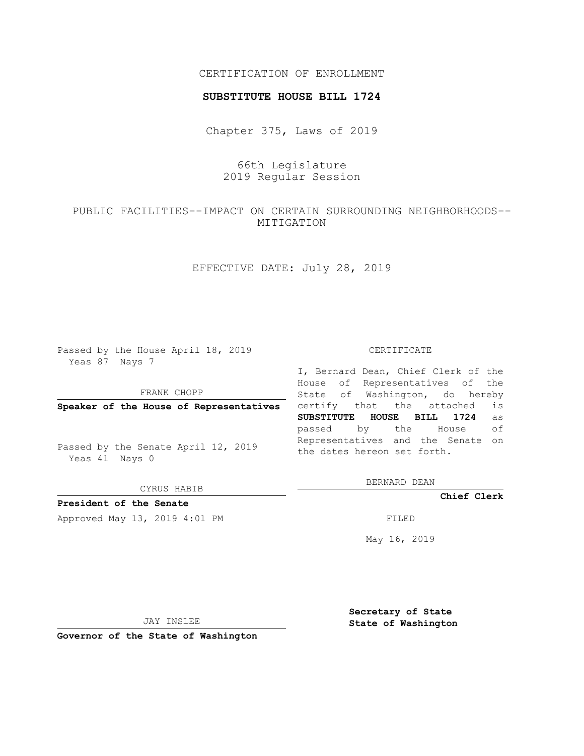CERTIFICATION OF ENROLLMENT

**SUBSTITUTE HOUSE BILL 1724**

Chapter 375, Laws of 2019

66th Legislature
2019 Regular Session

PUBLIC FACILITIES--IMPACT ON CERTAIN SURROUNDING NEIGHBORHOODS--MITIGATION

EFFECTIVE DATE: July 28, 2019

Passed by the House April 18, 2019
Yeas 87 Nays 7

FRANK CHOPP

**Speaker of the House of Representatives**

Passed by the Senate April 12, 2019
Yeas 41 Nays 0

CYRUS HABIB

**President of the Senate**

Approved May 13, 2019 4:01 PM

JAY INSLEE

**Governor of the State of Washington**

CERTIFICATE

I, Bernard Dean, Chief Clerk of the House of Representatives of the State of Washington, do hereby certify that the attached is **SUBSTITUTE HOUSE BILL 1724** as passed by the House of Representatives and the Senate on the dates hereon set forth.

BERNARD DEAN

**Chief Clerk**

FILED

May 16, 2019

**Secretary of State**
**State of Washington**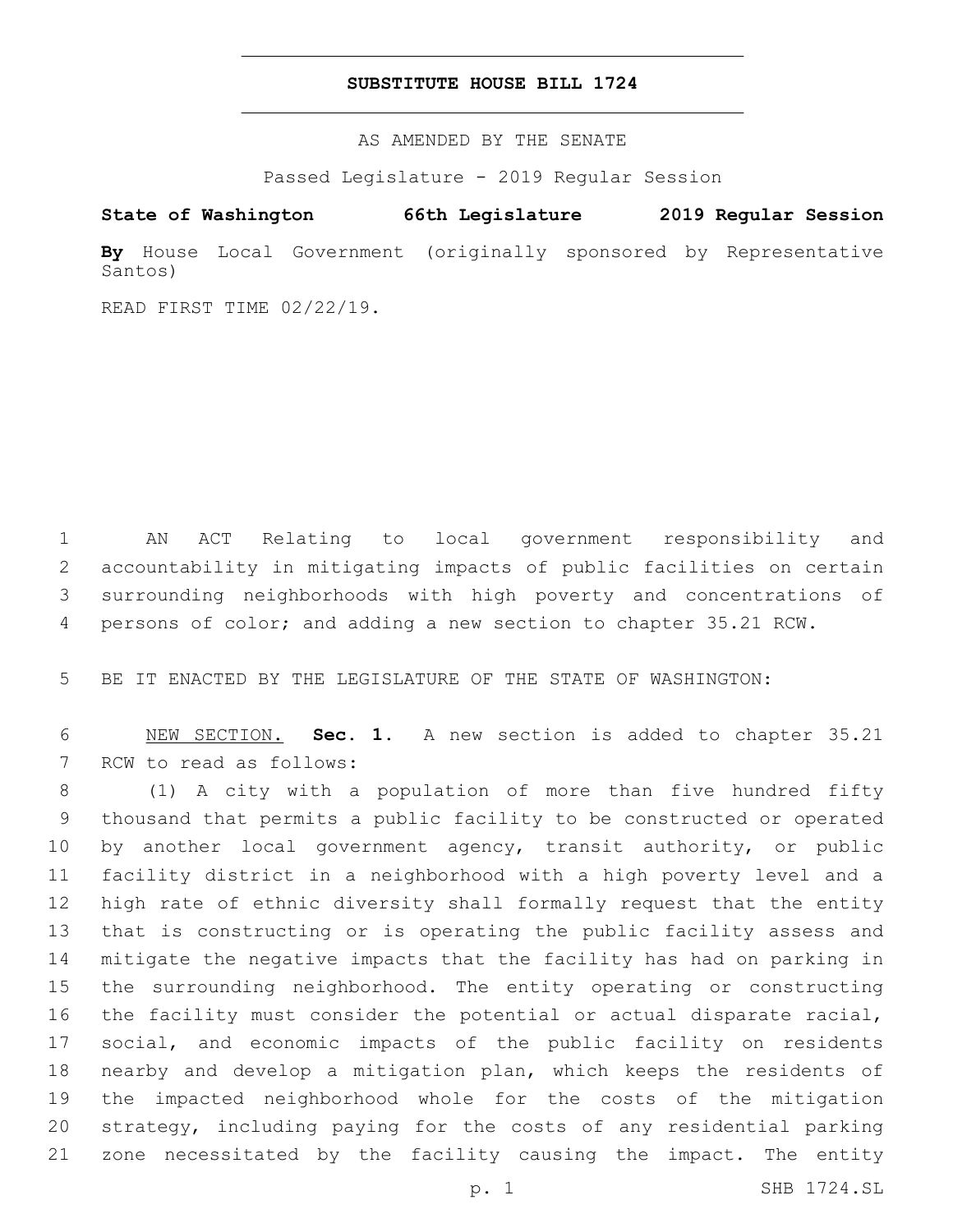# SUBSTITUTE HOUSE BILL 1724

AS AMENDED BY THE SENATE

Passed Legislature - 2019 Regular Session

**State of Washington 66th Legislature 2019 Regular Session**

**By** House Local Government (originally sponsored by Representative Santos)

READ FIRST TIME 02/22/19.

AN ACT Relating to local government responsibility and accountability in mitigating impacts of public facilities on certain surrounding neighborhoods with high poverty and concentrations of persons of color; and adding a new section to chapter 35.21 RCW.

BE IT ENACTED BY THE LEGISLATURE OF THE STATE OF WASHINGTON:

NEW SECTION. **Sec. 1.** A new section is added to chapter 35.21 RCW to read as follows:

(1) A city with a population of more than five hundred fifty thousand that permits a public facility to be constructed or operated by another local government agency, transit authority, or public facility district in a neighborhood with a high poverty level and a high rate of ethnic diversity shall formally request that the entity that is constructing or is operating the public facility assess and mitigate the negative impacts that the facility has had on parking in the surrounding neighborhood. The entity operating or constructing the facility must consider the potential or actual disparate racial, social, and economic impacts of the public facility on residents nearby and develop a mitigation plan, which keeps the residents of the impacted neighborhood whole for the costs of the mitigation strategy, including paying for the costs of any residential parking zone necessitated by the facility causing the impact. The entity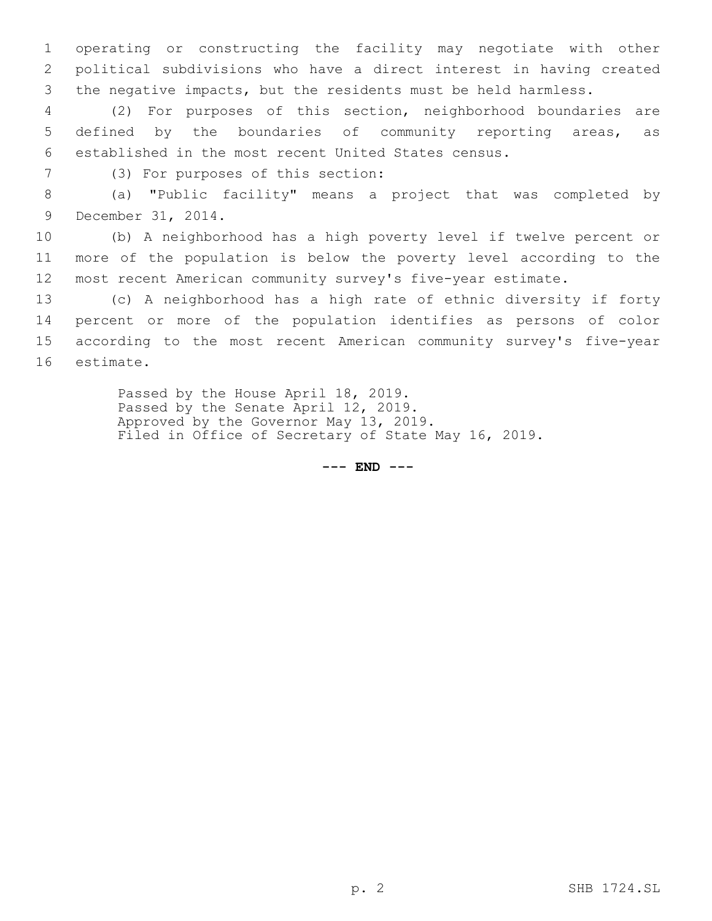operating or constructing the facility may negotiate with other political subdivisions who have a direct interest in having created the negative impacts, but the residents must be held harmless.

(2) For purposes of this section, neighborhood boundaries are defined by the boundaries of community reporting areas, as established in the most recent United States census.

(3) For purposes of this section:

(a) "Public facility" means a project that was completed by December 31, 2014.

(b) A neighborhood has a high poverty level if twelve percent or more of the population is below the poverty level according to the most recent American community survey's five-year estimate.

(c) A neighborhood has a high rate of ethnic diversity if forty percent or more of the population identifies as persons of color according to the most recent American community survey's five-year estimate.

Passed by the House April 18, 2019.
Passed by the Senate April 12, 2019.
Approved by the Governor May 13, 2019.
Filed in Office of Secretary of State May 16, 2019.

**--- END ---**